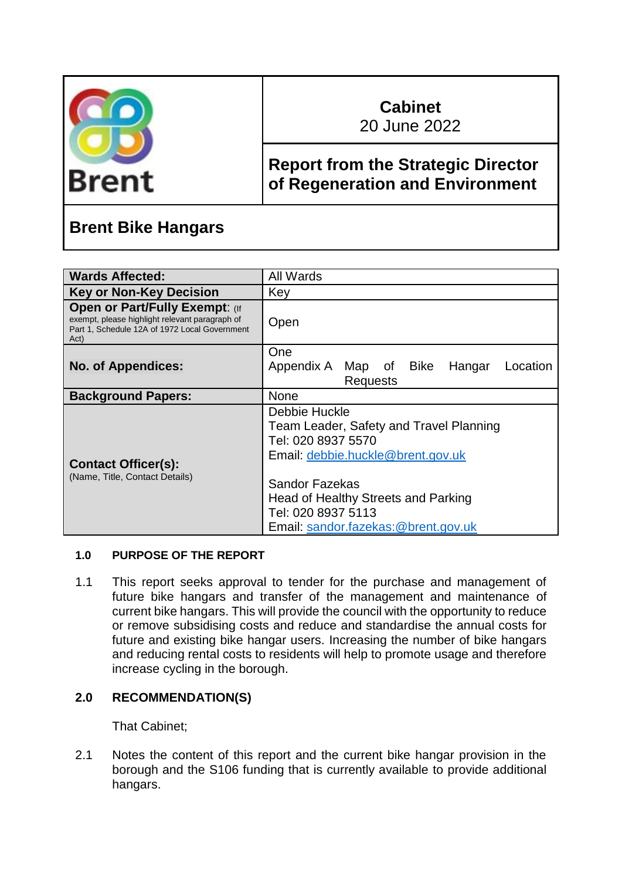| Brent | **Cabinet**<br>20 June 2022 |
|---|---|
| | **Report from the Strategic Director of Regeneration and Environment** |

# Brent Bike Hangars

| | |
|---|---|
| **Wards Affected:** | All Wards |
| **Key or Non-Key Decision** | Key |
| **Open or Part/Fully Exempt:** (If exempt, please highlight relevant paragraph of Part 1, Schedule 12A of 1972 Local Government Act) | Open |
| **No. of Appendices:** | One<br>Appendix A Map of Bike Hangar Location Requests |
| **Background Papers:** | None |
| **Contact Officer(s):** (Name, Title, Contact Details) | Debbie Huckle<br>Team Leader, Safety and Travel Planning<br>Tel: 020 8937 5570<br>Email: debbie.huckle@brent.gov.uk<br><br>Sandor Fazekas<br>Head of Healthy Streets and Parking<br>Tel: 020 8937 5113<br>Email: sandor.fazekas:@brent.gov.uk |

## 1.0 PURPOSE OF THE REPORT

1.1 This report seeks approval to tender for the purchase and management of future bike hangars and transfer of the management and maintenance of current bike hangars. This will provide the council with the opportunity to reduce or remove subsidising costs and reduce and standardise the annual costs for future and existing bike hangar users. Increasing the number of bike hangars and reducing rental costs to residents will help to promote usage and therefore increase cycling in the borough.

## 2.0 RECOMMENDATION(S)

That Cabinet;

2.1 Notes the content of this report and the current bike hangar provision in the borough and the S106 funding that is currently available to provide additional hangars.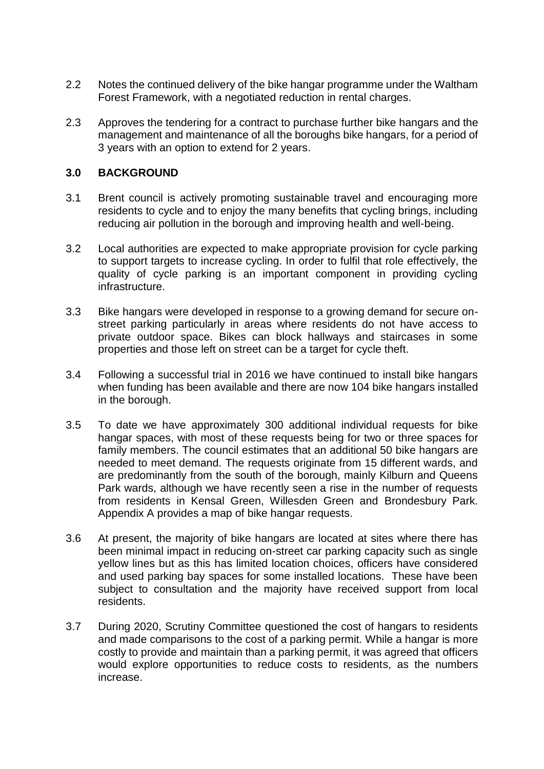2.2 Notes the continued delivery of the bike hangar programme under the Waltham Forest Framework, with a negotiated reduction in rental charges.

2.3 Approves the tendering for a contract to purchase further bike hangars and the management and maintenance of all the boroughs bike hangars, for a period of 3 years with an option to extend for 2 years.

## 3.0 BACKGROUND

3.1 Brent council is actively promoting sustainable travel and encouraging more residents to cycle and to enjoy the many benefits that cycling brings, including reducing air pollution in the borough and improving health and well-being.

3.2 Local authorities are expected to make appropriate provision for cycle parking to support targets to increase cycling. In order to fulfil that role effectively, the quality of cycle parking is an important component in providing cycling infrastructure.

3.3 Bike hangars were developed in response to a growing demand for secure on-street parking particularly in areas where residents do not have access to private outdoor space. Bikes can block hallways and staircases in some properties and those left on street can be a target for cycle theft.

3.4 Following a successful trial in 2016 we have continued to install bike hangars when funding has been available and there are now 104 bike hangars installed in the borough.

3.5 To date we have approximately 300 additional individual requests for bike hangar spaces, with most of these requests being for two or three spaces for family members. The council estimates that an additional 50 bike hangars are needed to meet demand. The requests originate from 15 different wards, and are predominantly from the south of the borough, mainly Kilburn and Queens Park wards, although we have recently seen a rise in the number of requests from residents in Kensal Green, Willesden Green and Brondesbury Park. Appendix A provides a map of bike hangar requests.

3.6 At present, the majority of bike hangars are located at sites where there has been minimal impact in reducing on-street car parking capacity such as single yellow lines but as this has limited location choices, officers have considered and used parking bay spaces for some installed locations. These have been subject to consultation and the majority have received support from local residents.

3.7 During 2020, Scrutiny Committee questioned the cost of hangars to residents and made comparisons to the cost of a parking permit. While a hangar is more costly to provide and maintain than a parking permit, it was agreed that officers would explore opportunities to reduce costs to residents, as the numbers increase.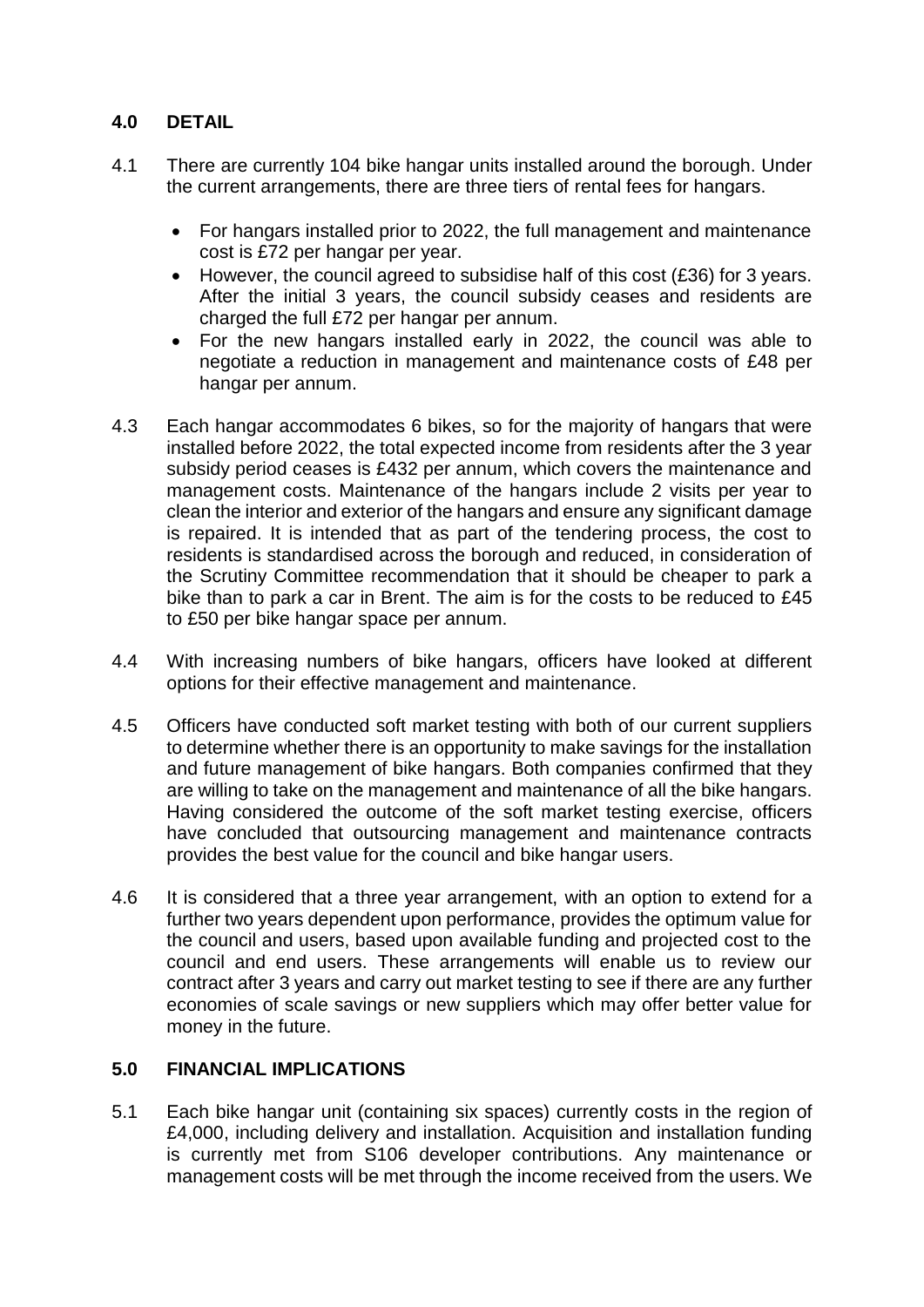## 4.0 DETAIL

4.1 There are currently 104 bike hangar units installed around the borough. Under the current arrangements, there are three tiers of rental fees for hangars.

- For hangars installed prior to 2022, the full management and maintenance cost is £72 per hangar per year.
- However, the council agreed to subsidise half of this cost (£36) for 3 years. After the initial 3 years, the council subsidy ceases and residents are charged the full £72 per hangar per annum.
- For the new hangars installed early in 2022, the council was able to negotiate a reduction in management and maintenance costs of £48 per hangar per annum.

4.3 Each hangar accommodates 6 bikes, so for the majority of hangars that were installed before 2022, the total expected income from residents after the 3 year subsidy period ceases is £432 per annum, which covers the maintenance and management costs. Maintenance of the hangars include 2 visits per year to clean the interior and exterior of the hangars and ensure any significant damage is repaired. It is intended that as part of the tendering process, the cost to residents is standardised across the borough and reduced, in consideration of the Scrutiny Committee recommendation that it should be cheaper to park a bike than to park a car in Brent. The aim is for the costs to be reduced to £45 to £50 per bike hangar space per annum.

4.4 With increasing numbers of bike hangars, officers have looked at different options for their effective management and maintenance.

4.5 Officers have conducted soft market testing with both of our current suppliers to determine whether there is an opportunity to make savings for the installation and future management of bike hangars. Both companies confirmed that they are willing to take on the management and maintenance of all the bike hangars. Having considered the outcome of the soft market testing exercise, officers have concluded that outsourcing management and maintenance contracts provides the best value for the council and bike hangar users.

4.6 It is considered that a three year arrangement, with an option to extend for a further two years dependent upon performance, provides the optimum value for the council and users, based upon available funding and projected cost to the council and end users. These arrangements will enable us to review our contract after 3 years and carry out market testing to see if there are any further economies of scale savings or new suppliers which may offer better value for money in the future.

## 5.0 FINANCIAL IMPLICATIONS

5.1 Each bike hangar unit (containing six spaces) currently costs in the region of £4,000, including delivery and installation. Acquisition and installation funding is currently met from S106 developer contributions. Any maintenance or management costs will be met through the income received from the users. We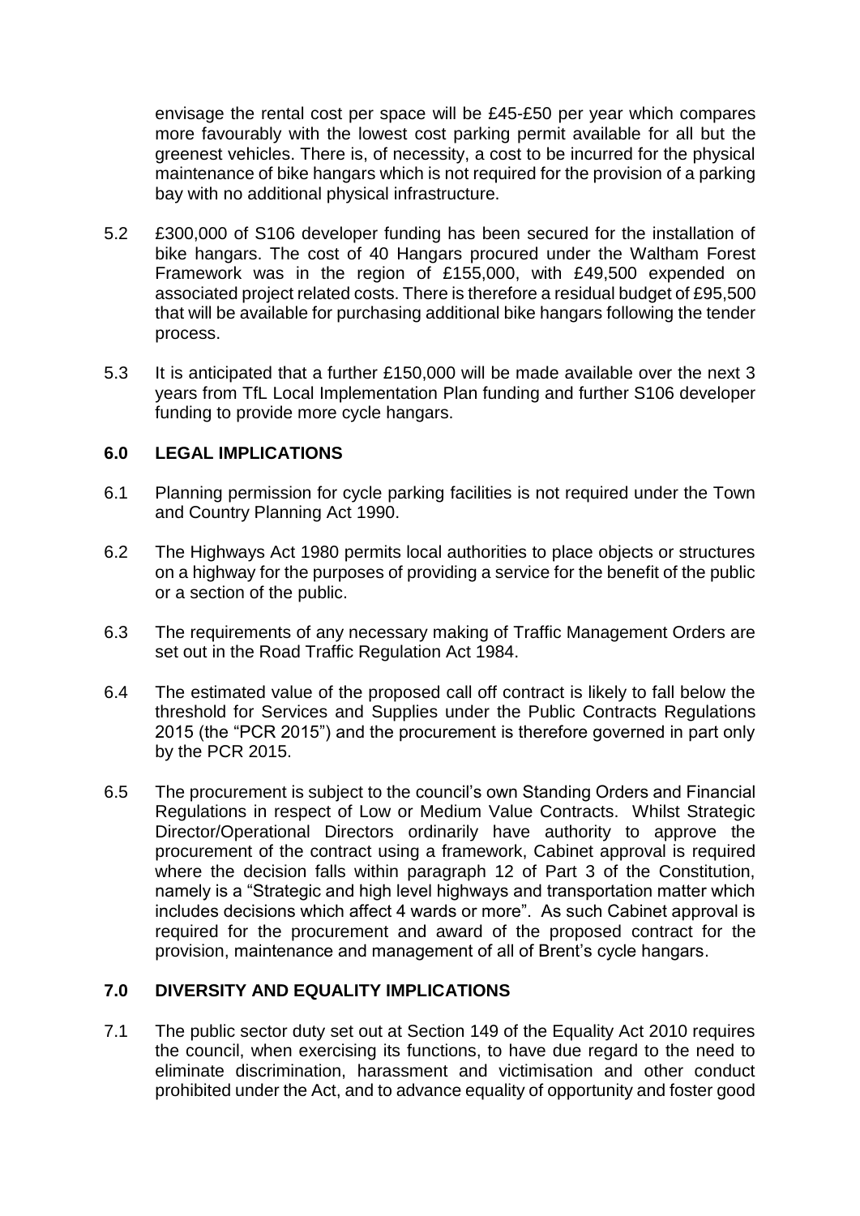envisage the rental cost per space will be £45-£50 per year which compares more favourably with the lowest cost parking permit available for all but the greenest vehicles. There is, of necessity, a cost to be incurred for the physical maintenance of bike hangars which is not required for the provision of a parking bay with no additional physical infrastructure.

5.2 £300,000 of S106 developer funding has been secured for the installation of bike hangars. The cost of 40 Hangars procured under the Waltham Forest Framework was in the region of £155,000, with £49,500 expended on associated project related costs. There is therefore a residual budget of £95,500 that will be available for purchasing additional bike hangars following the tender process.

5.3 It is anticipated that a further £150,000 will be made available over the next 3 years from TfL Local Implementation Plan funding and further S106 developer funding to provide more cycle hangars.

## 6.0 LEGAL IMPLICATIONS

6.1 Planning permission for cycle parking facilities is not required under the Town and Country Planning Act 1990.

6.2 The Highways Act 1980 permits local authorities to place objects or structures on a highway for the purposes of providing a service for the benefit of the public or a section of the public.

6.3 The requirements of any necessary making of Traffic Management Orders are set out in the Road Traffic Regulation Act 1984.

6.4 The estimated value of the proposed call off contract is likely to fall below the threshold for Services and Supplies under the Public Contracts Regulations 2015 (the "PCR 2015") and the procurement is therefore governed in part only by the PCR 2015.

6.5 The procurement is subject to the council's own Standing Orders and Financial Regulations in respect of Low or Medium Value Contracts. Whilst Strategic Director/Operational Directors ordinarily have authority to approve the procurement of the contract using a framework, Cabinet approval is required where the decision falls within paragraph 12 of Part 3 of the Constitution, namely is a "Strategic and high level highways and transportation matter which includes decisions which affect 4 wards or more". As such Cabinet approval is required for the procurement and award of the proposed contract for the provision, maintenance and management of all of Brent's cycle hangars.

## 7.0 DIVERSITY AND EQUALITY IMPLICATIONS

7.1 The public sector duty set out at Section 149 of the Equality Act 2010 requires the council, when exercising its functions, to have due regard to the need to eliminate discrimination, harassment and victimisation and other conduct prohibited under the Act, and to advance equality of opportunity and foster good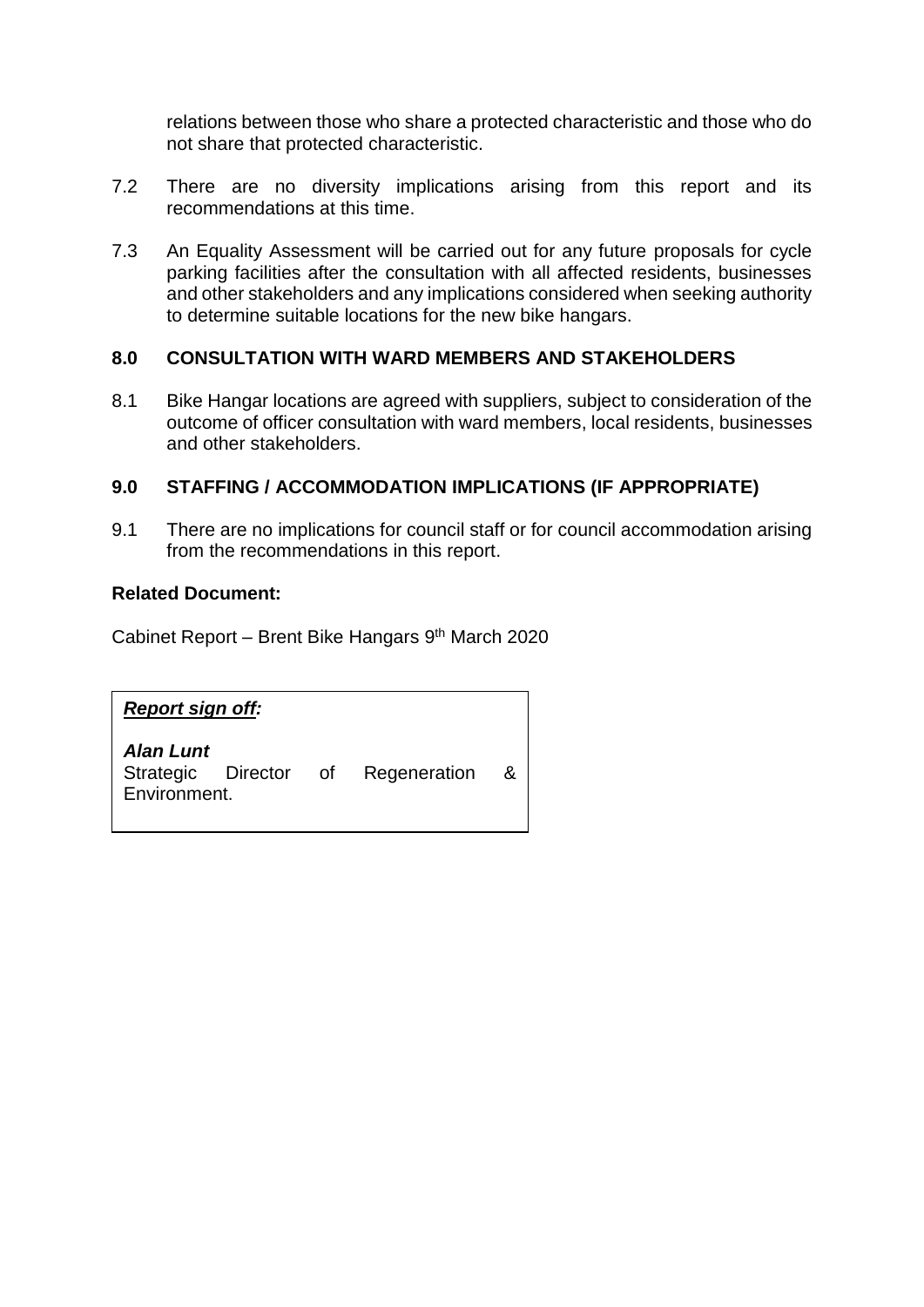relations between those who share a protected characteristic and those who do not share that protected characteristic.

7.2 There are no diversity implications arising from this report and its recommendations at this time.

7.3 An Equality Assessment will be carried out for any future proposals for cycle parking facilities after the consultation with all affected residents, businesses and other stakeholders and any implications considered when seeking authority to determine suitable locations for the new bike hangars.

## 8.0 CONSULTATION WITH WARD MEMBERS AND STAKEHOLDERS

8.1 Bike Hangar locations are agreed with suppliers, subject to consideration of the outcome of officer consultation with ward members, local residents, businesses and other stakeholders.

## 9.0 STAFFING / ACCOMMODATION IMPLICATIONS (IF APPROPRIATE)

9.1 There are no implications for council staff or for council accommodation arising from the recommendations in this report.

**Related Document:**

Cabinet Report – Brent Bike Hangars 9th March 2020

***Report sign off:***

***Alan Lunt***
Strategic Director of Regeneration & Environment.